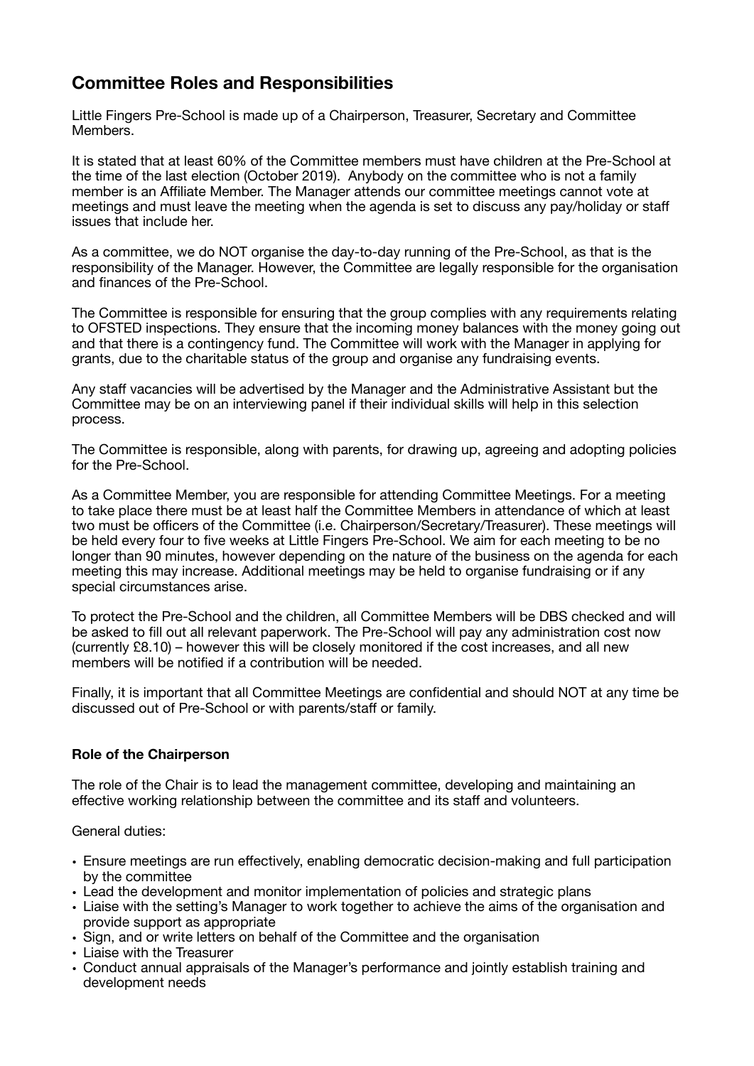## Committee Roles and Responsibilities

Little Fingers Pre-School is made up of a Chairperson, Treasurer, Secretary and Committee Members.

It is stated that at least 60% of the Committee members must have children at the Pre-School at the time of the last election (October 2019). Anybody on the committee who is not a family member is an Affiliate Member. The Manager attends our committee meetings cannot vote at meetings and must leave the meeting when the agenda is set to discuss any pay/holiday or staff issues that include her.

As a committee, we do NOT organise the day-to-day running of the Pre-School, as that is the responsibility of the Manager. However, the Committee are legally responsible for the organisation and finances of the Pre-School.

The Committee is responsible for ensuring that the group complies with any requirements relating to OFSTED inspections. They ensure that the incoming money balances with the money going out and that there is a contingency fund. The Committee will work with the Manager in applying for grants, due to the charitable status of the group and organise any fundraising events.

Any staff vacancies will be advertised by the Manager and the Administrative Assistant but the Committee may be on an interviewing panel if their individual skills will help in this selection process.

The Committee is responsible, along with parents, for drawing up, agreeing and adopting policies for the Pre-School.

As a Committee Member, you are responsible for attending Committee Meetings. For a meeting to take place there must be at least half the Committee Members in attendance of which at least two must be officers of the Committee (i.e. Chairperson/Secretary/Treasurer). These meetings will be held every four to five weeks at Little Fingers Pre-School. We aim for each meeting to be no longer than 90 minutes, however depending on the nature of the business on the agenda for each meeting this may increase. Additional meetings may be held to organise fundraising or if any special circumstances arise.

To protect the Pre-School and the children, all Committee Members will be DBS checked and will be asked to fill out all relevant paperwork. The Pre-School will pay any administration cost now (currently £8.10) – however this will be closely monitored if the cost increases, and all new members will be notified if a contribution will be needed.

Finally, it is important that all Committee Meetings are confidential and should NOT at any time be discussed out of Pre-School or with parents/staff or family.

### Role of the Chairperson

The role of the Chair is to lead the management committee, developing and maintaining an effective working relationship between the committee and its staff and volunteers.

General duties:

- Ensure meetings are run effectively, enabling democratic decision-making and full participation by the committee
- Lead the development and monitor implementation of policies and strategic plans
- Liaise with the setting's Manager to work together to achieve the aims of the organisation and provide support as appropriate
- Sign, and or write letters on behalf of the Committee and the organisation
- Liaise with the Treasurer
- Conduct annual appraisals of the Manager's performance and jointly establish training and development needs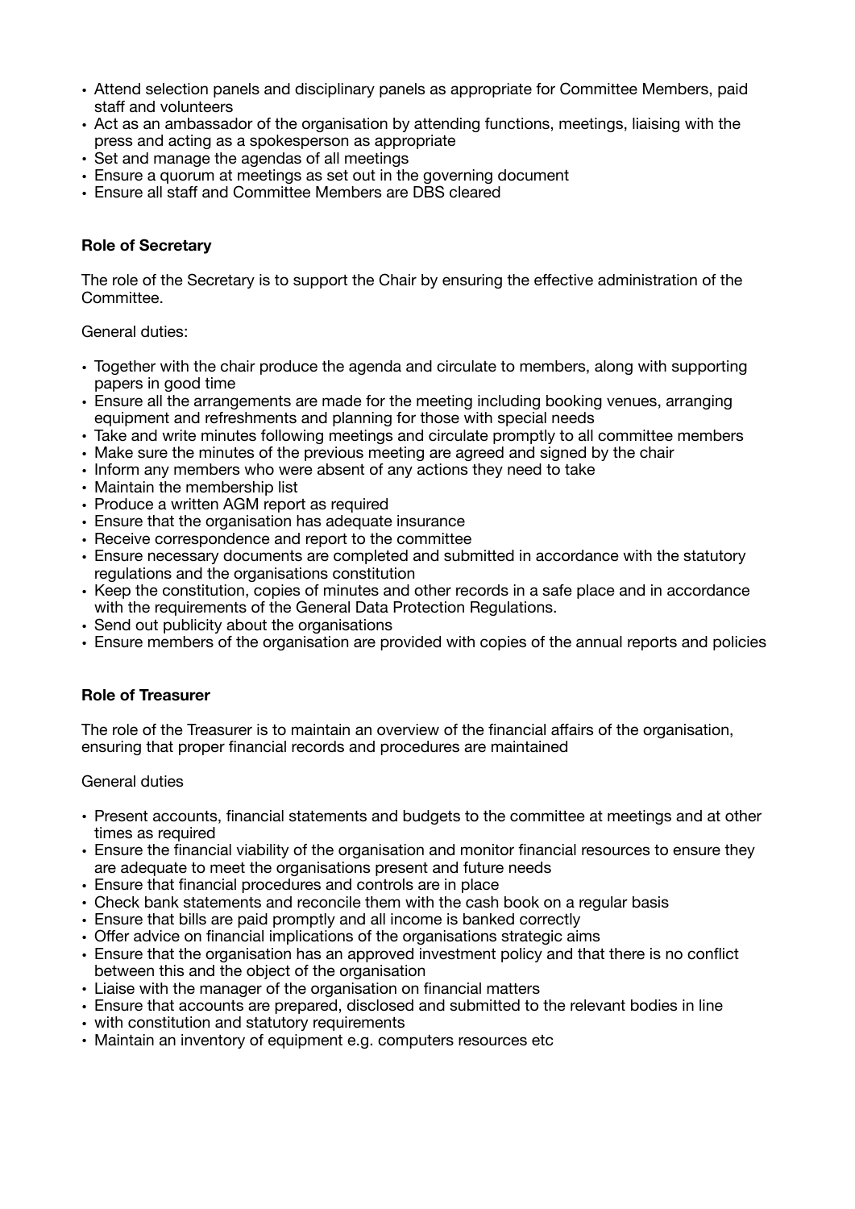- Attend selection panels and disciplinary panels as appropriate for Committee Members, paid staff and volunteers
- Act as an ambassador of the organisation by attending functions, meetings, liaising with the press and acting as a spokesperson as appropriate
- Set and manage the agendas of all meetings
- Ensure a quorum at meetings as set out in the governing document
- Ensure all staff and Committee Members are DBS cleared

**Role of Secretary**

The role of the Secretary is to support the Chair by ensuring the effective administration of the Committee.

General duties:

- Together with the chair produce the agenda and circulate to members, along with supporting papers in good time
- Ensure all the arrangements are made for the meeting including booking venues, arranging equipment and refreshments and planning for those with special needs
- Take and write minutes following meetings and circulate promptly to all committee members
- Make sure the minutes of the previous meeting are agreed and signed by the chair
- Inform any members who were absent of any actions they need to take
- Maintain the membership list
- Produce a written AGM report as required
- Ensure that the organisation has adequate insurance
- Receive correspondence and report to the committee
- Ensure necessary documents are completed and submitted in accordance with the statutory regulations and the organisations constitution
- Keep the constitution, copies of minutes and other records in a safe place and in accordance with the requirements of the General Data Protection Regulations.
- Send out publicity about the organisations
- Ensure members of the organisation are provided with copies of the annual reports and policies

**Role of Treasurer**

The role of the Treasurer is to maintain an overview of the financial affairs of the organisation, ensuring that proper financial records and procedures are maintained

General duties

- Present accounts, financial statements and budgets to the committee at meetings and at other times as required
- Ensure the financial viability of the organisation and monitor financial resources to ensure they are adequate to meet the organisations present and future needs
- Ensure that financial procedures and controls are in place
- Check bank statements and reconcile them with the cash book on a regular basis
- Ensure that bills are paid promptly and all income is banked correctly
- Offer advice on financial implications of the organisations strategic aims
- Ensure that the organisation has an approved investment policy and that there is no conflict between this and the object of the organisation
- Liaise with the manager of the organisation on financial matters
- Ensure that accounts are prepared, disclosed and submitted to the relevant bodies in line
- with constitution and statutory requirements
- Maintain an inventory of equipment e.g. computers resources etc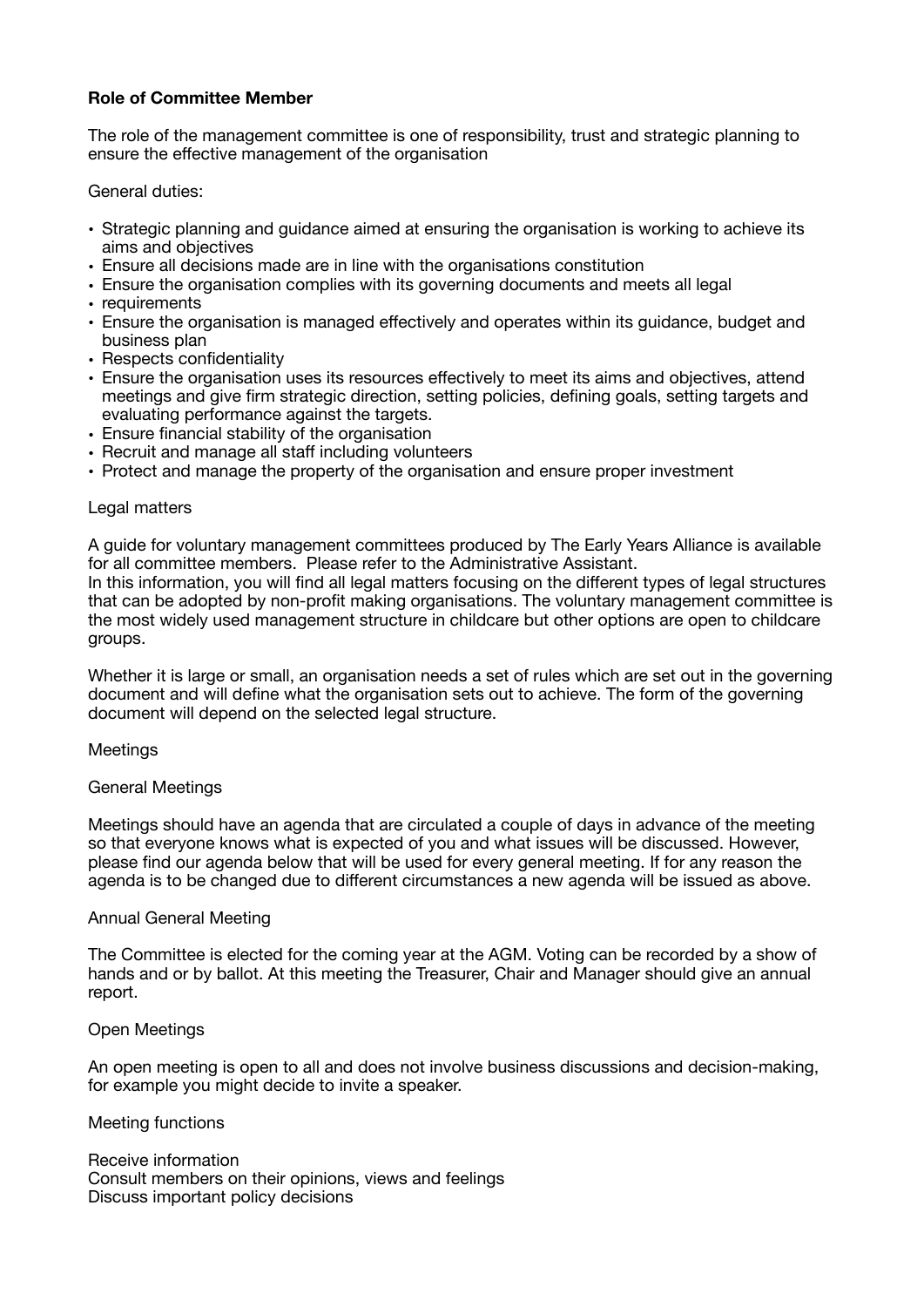**Role of Committee Member**

The role of the management committee is one of responsibility, trust and strategic planning to ensure the effective management of the organisation

General duties:

- Strategic planning and guidance aimed at ensuring the organisation is working to achieve its aims and objectives
- Ensure all decisions made are in line with the organisations constitution
- Ensure the organisation complies with its governing documents and meets all legal
- requirements
- Ensure the organisation is managed effectively and operates within its guidance, budget and business plan
- Respects confidentiality
- Ensure the organisation uses its resources effectively to meet its aims and objectives, attend meetings and give firm strategic direction, setting policies, defining goals, setting targets and evaluating performance against the targets.
- Ensure financial stability of the organisation
- Recruit and manage all staff including volunteers
- Protect and manage the property of the organisation and ensure proper investment

Legal matters

A guide for voluntary management committees produced by The Early Years Alliance is available for all committee members. Please refer to the Administrative Assistant.
In this information, you will find all legal matters focusing on the different types of legal structures that can be adopted by non-profit making organisations. The voluntary management committee is the most widely used management structure in childcare but other options are open to childcare groups.

Whether it is large or small, an organisation needs a set of rules which are set out in the governing document and will define what the organisation sets out to achieve. The form of the governing document will depend on the selected legal structure.

Meetings

General Meetings

Meetings should have an agenda that are circulated a couple of days in advance of the meeting so that everyone knows what is expected of you and what issues will be discussed. However, please find our agenda below that will be used for every general meeting. If for any reason the agenda is to be changed due to different circumstances a new agenda will be issued as above.

Annual General Meeting

The Committee is elected for the coming year at the AGM. Voting can be recorded by a show of hands and or by ballot. At this meeting the Treasurer, Chair and Manager should give an annual report.

Open Meetings

An open meeting is open to all and does not involve business discussions and decision-making, for example you might decide to invite a speaker.

Meeting functions

Receive information
Consult members on their opinions, views and feelings
Discuss important policy decisions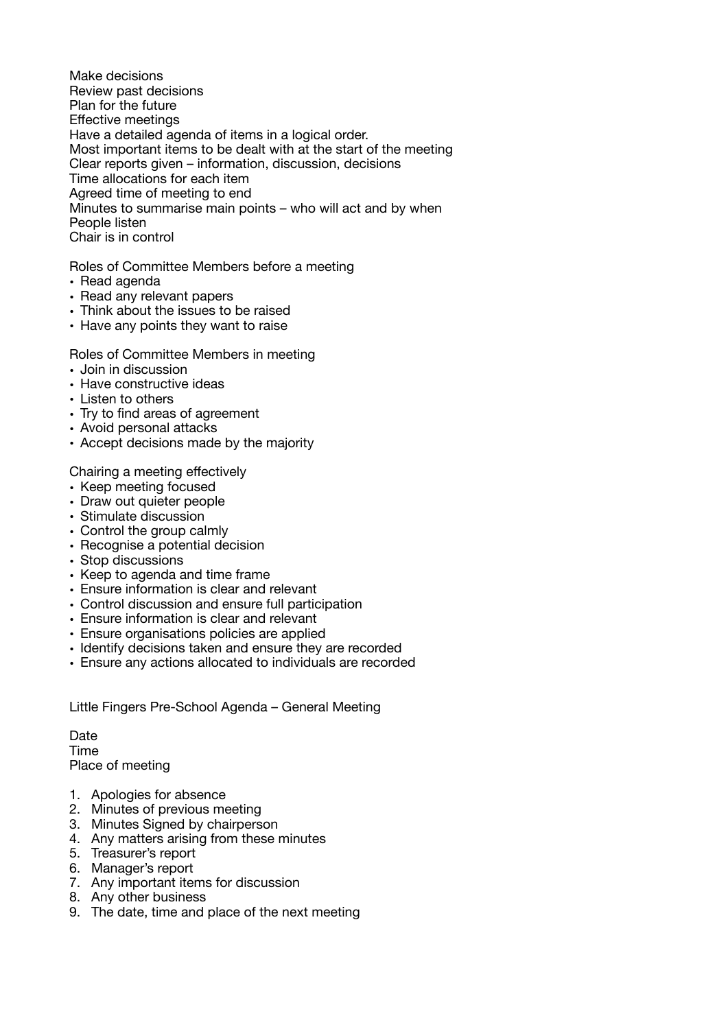Make decisions
Review past decisions
Plan for the future
Effective meetings
Have a detailed agenda of items in a logical order.
Most important items to be dealt with at the start of the meeting
Clear reports given – information, discussion, decisions
Time allocations for each item
Agreed time of meeting to end
Minutes to summarise main points – who will act and by when
People listen
Chair is in control

Roles of Committee Members before a meeting

- Read agenda
- Read any relevant papers
- Think about the issues to be raised
- Have any points they want to raise

Roles of Committee Members in meeting

- Join in discussion
- Have constructive ideas
- Listen to others
- Try to find areas of agreement
- Avoid personal attacks
- Accept decisions made by the majority

Chairing a meeting effectively

- Keep meeting focused
- Draw out quieter people
- Stimulate discussion
- Control the group calmly
- Recognise a potential decision
- Stop discussions
- Keep to agenda and time frame
- Ensure information is clear and relevant
- Control discussion and ensure full participation
- Ensure information is clear and relevant
- Ensure organisations policies are applied
- Identify decisions taken and ensure they are recorded
- Ensure any actions allocated to individuals are recorded

Little Fingers Pre-School Agenda – General Meeting

Date
Time
Place of meeting

1. Apologies for absence
2. Minutes of previous meeting
3. Minutes Signed by chairperson
4. Any matters arising from these minutes
5. Treasurer's report
6. Manager's report
7. Any important items for discussion
8. Any other business
9. The date, time and place of the next meeting